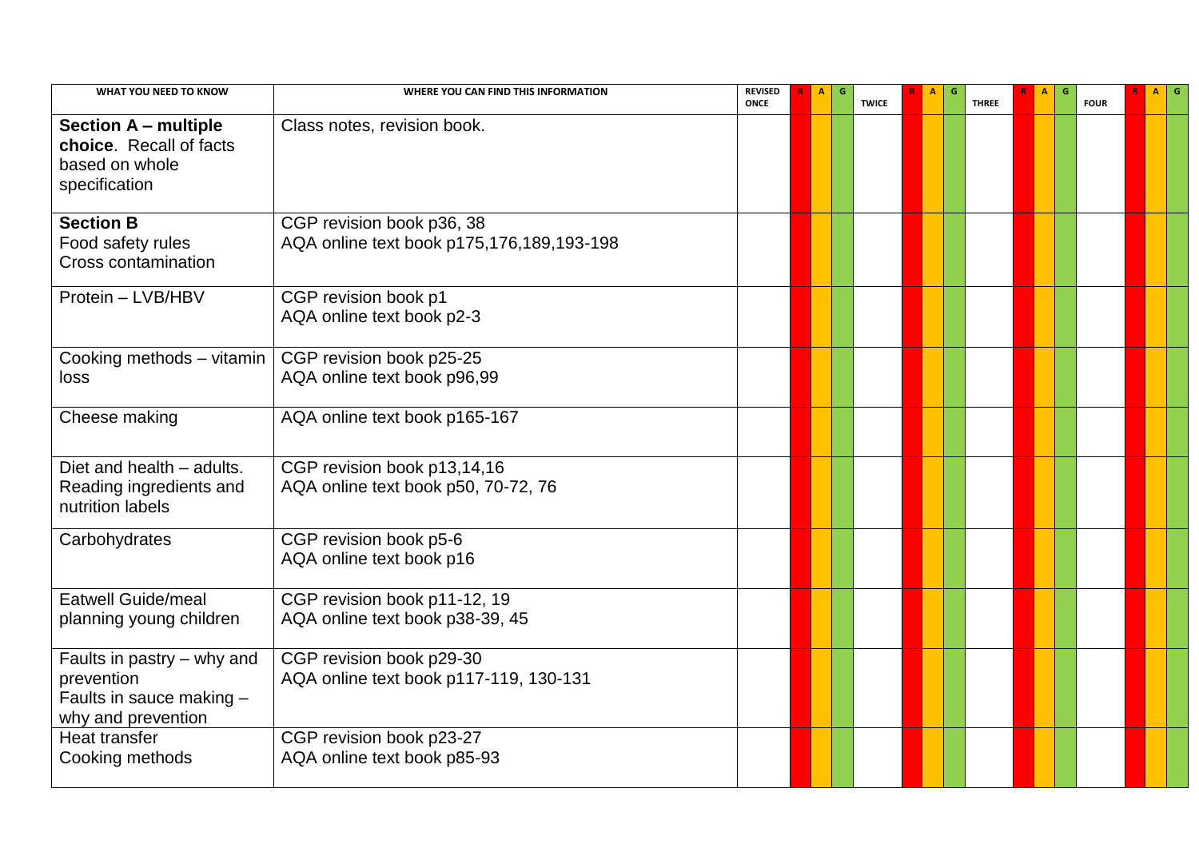| WHAT YOU NEED TO KNOW | WHERE YOU CAN FIND THIS INFORMATION | REVISED ONCE | R | A | G | TWICE | R | A | G | THREE | R | A | G | FOUR | R | A | G |
|---|---|---|---|---|---|---|---|---|---|---|---|---|---|---|---|---|---|
| **Section A – multiple choice**. Recall of facts based on whole specification | Class notes, revision book. | | | | | | | | | | | | | | | | |
| **Section B** Food safety rules Cross contamination | CGP revision book p36, 38 AQA online text book p175,176,189,193-198 | | | | | | | | | | | | | | | | |
| Protein – LVB/HBV | CGP revision book p1 AQA online text book p2-3 | | | | | | | | | | | | | | | | |
| Cooking methods – vitamin loss | CGP revision book p25-25 AQA online text book p96,99 | | | | | | | | | | | | | | | | |
| Cheese making | AQA online text book p165-167 | | | | | | | | | | | | | | | | |
| Diet and health – adults. Reading ingredients and nutrition labels | CGP revision book p13,14,16 AQA online text book p50, 70-72, 76 | | | | | | | | | | | | | | | | |
| Carbohydrates | CGP revision book p5-6 AQA online text book p16 | | | | | | | | | | | | | | | | |
| Eatwell Guide/meal planning young children | CGP revision book p11-12, 19 AQA online text book p38-39, 45 | | | | | | | | | | | | | | | | |
| Faults in pastry – why and prevention Faults in sauce making – why and prevention | CGP revision book p29-30 AQA online text book p117-119, 130-131 | | | | | | | | | | | | | | | | |
| Heat transfer Cooking methods | CGP revision book p23-27 AQA online text book p85-93 | | | | | | | | | | | | | | | | |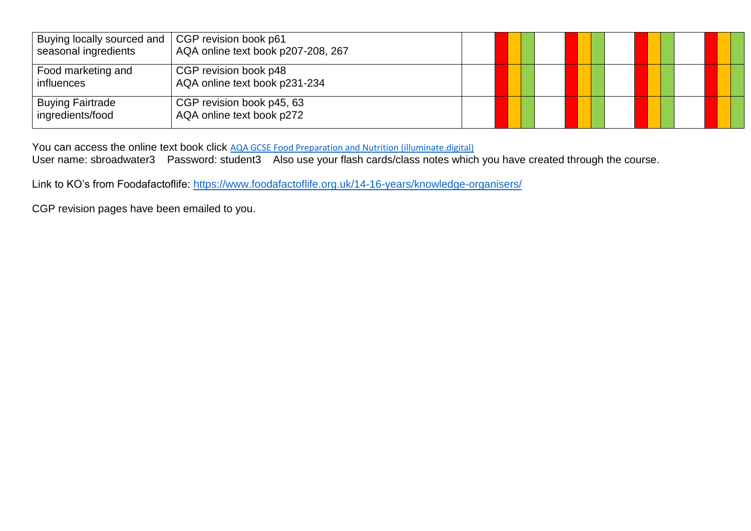| | | | | | | | | | | | | | | | | | |
|---|---|---|---|---|---|---|---|---|---|---|---|---|---|---|---|---|---|
| Buying locally sourced and seasonal ingredients | CGP revision book p61<br>AQA online text book p207-208, 267 | | | | | | | | | | | | | | | | |
| Food marketing and influences | CGP revision book p48<br>AQA online text book p231-234 | | | | | | | | | | | | | | | | |
| Buying Fairtrade ingredients/food | CGP revision book p45, 63<br>AQA online text book p272 | | | | | | | | | | | | | | | | |

You can access the online text book click [AQA GCSE Food Preparation and Nutrition (illuminate.digital)]
User name: sbroadwater3 Password: student3 Also use your flash cards/class notes which you have created through the course.

Link to KO's from Foodafactoflife: https://www.foodafactoflife.org.uk/14-16-years/knowledge-organisers/

CGP revision pages have been emailed to you.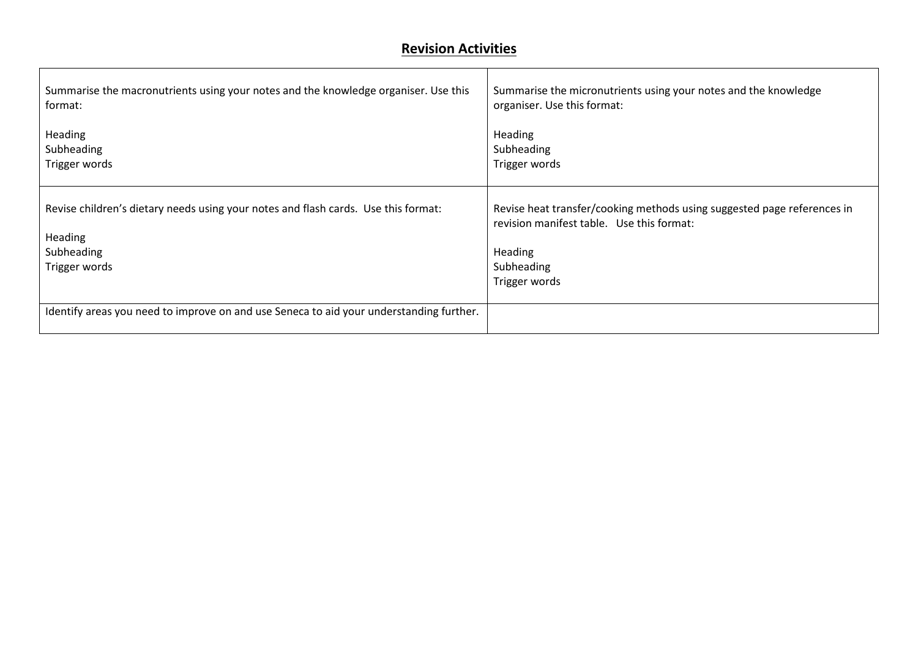## Revision Activities

| | |
|---|---|
| Summarise the macronutrients using your notes and the knowledge organiser. Use this format:<br><br>Heading<br>Subheading<br>Trigger words | Summarise the micronutrients using your notes and the knowledge organiser. Use this format:<br><br>Heading<br>Subheading<br>Trigger words |
| Revise children's dietary needs using your notes and flash cards. Use this format:<br><br>Heading<br>Subheading<br>Trigger words | Revise heat transfer/cooking methods using suggested page references in revision manifest table. Use this format:<br><br>Heading<br>Subheading<br>Trigger words |
| Identify areas you need to improve on and use Seneca to aid your understanding further. | |